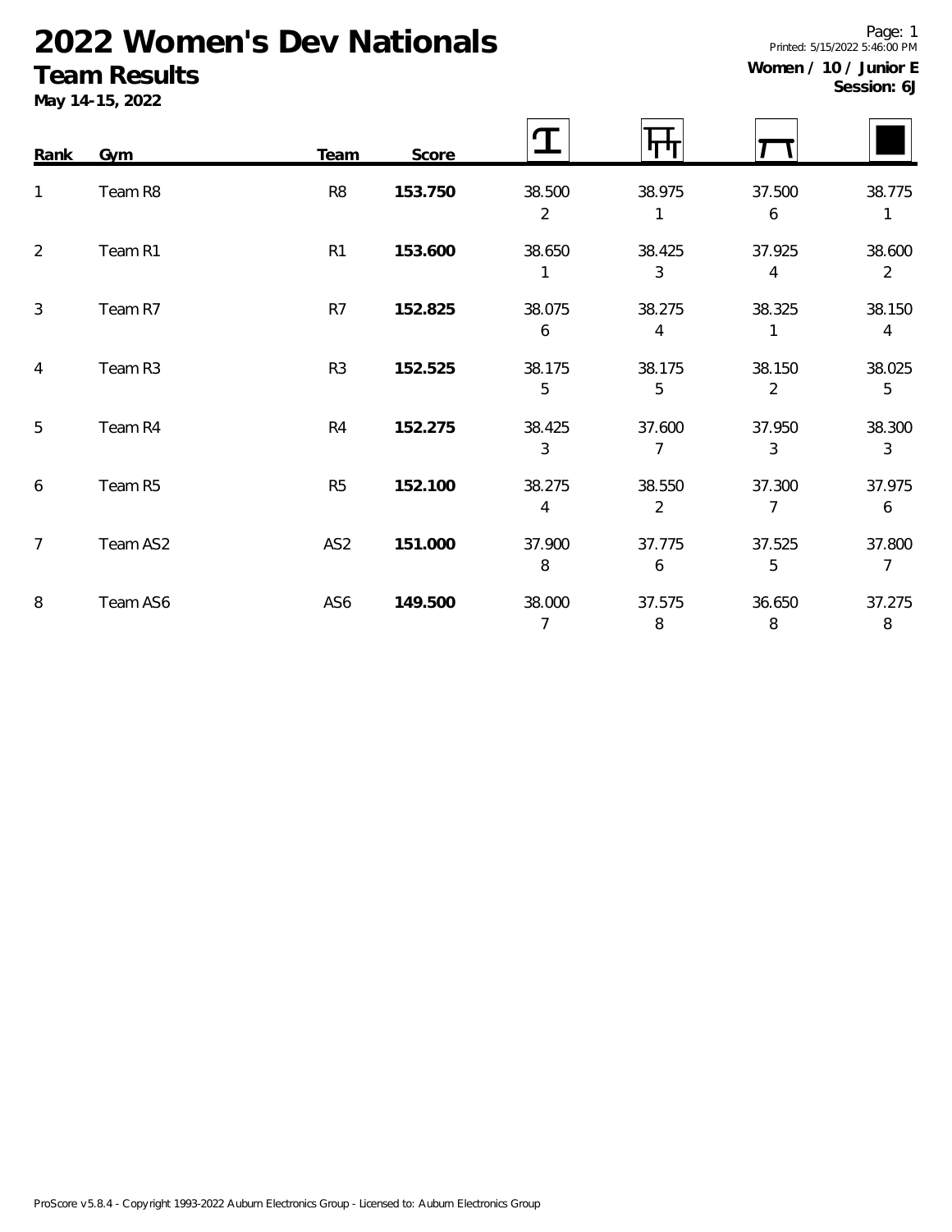# 2022 Women's Dev Nationals

## Team Results

**May 14-15, 2022**

Printed: 5/15/2022 5:46:00 PM

**Women / 10 / Junior E**
**Session: 6J**

| Rank | Gym | Team | Score | Vault | Bars | Beam | Floor |
|---|---|---|---|---|---|---|---|
| 1 | Team R8 | R8 | **153.750** | 38.500<br>2 | 38.975<br>1 | 37.500<br>6 | 38.775<br>1 |
| 2 | Team R1 | R1 | **153.600** | 38.650<br>1 | 38.425<br>3 | 37.925<br>4 | 38.600<br>2 |
| 3 | Team R7 | R7 | **152.825** | 38.075<br>6 | 38.275<br>4 | 38.325<br>1 | 38.150<br>4 |
| 4 | Team R3 | R3 | **152.525** | 38.175<br>5 | 38.175<br>5 | 38.150<br>2 | 38.025<br>5 |
| 5 | Team R4 | R4 | **152.275** | 38.425<br>3 | 37.600<br>7 | 37.950<br>3 | 38.300<br>3 |
| 6 | Team R5 | R5 | **152.100** | 38.275<br>4 | 38.550<br>2 | 37.300<br>7 | 37.975<br>6 |
| 7 | Team AS2 | AS2 | **151.000** | 37.900<br>8 | 37.775<br>6 | 37.525<br>5 | 37.800<br>7 |
| 8 | Team AS6 | AS6 | **149.500** | 38.000<br>7 | 37.575<br>8 | 36.650<br>8 | 37.275<br>8 |

ProScore v5.8.4 - Copyright 1993-2022 Auburn Electronics Group - Licensed to: Auburn Electronics Group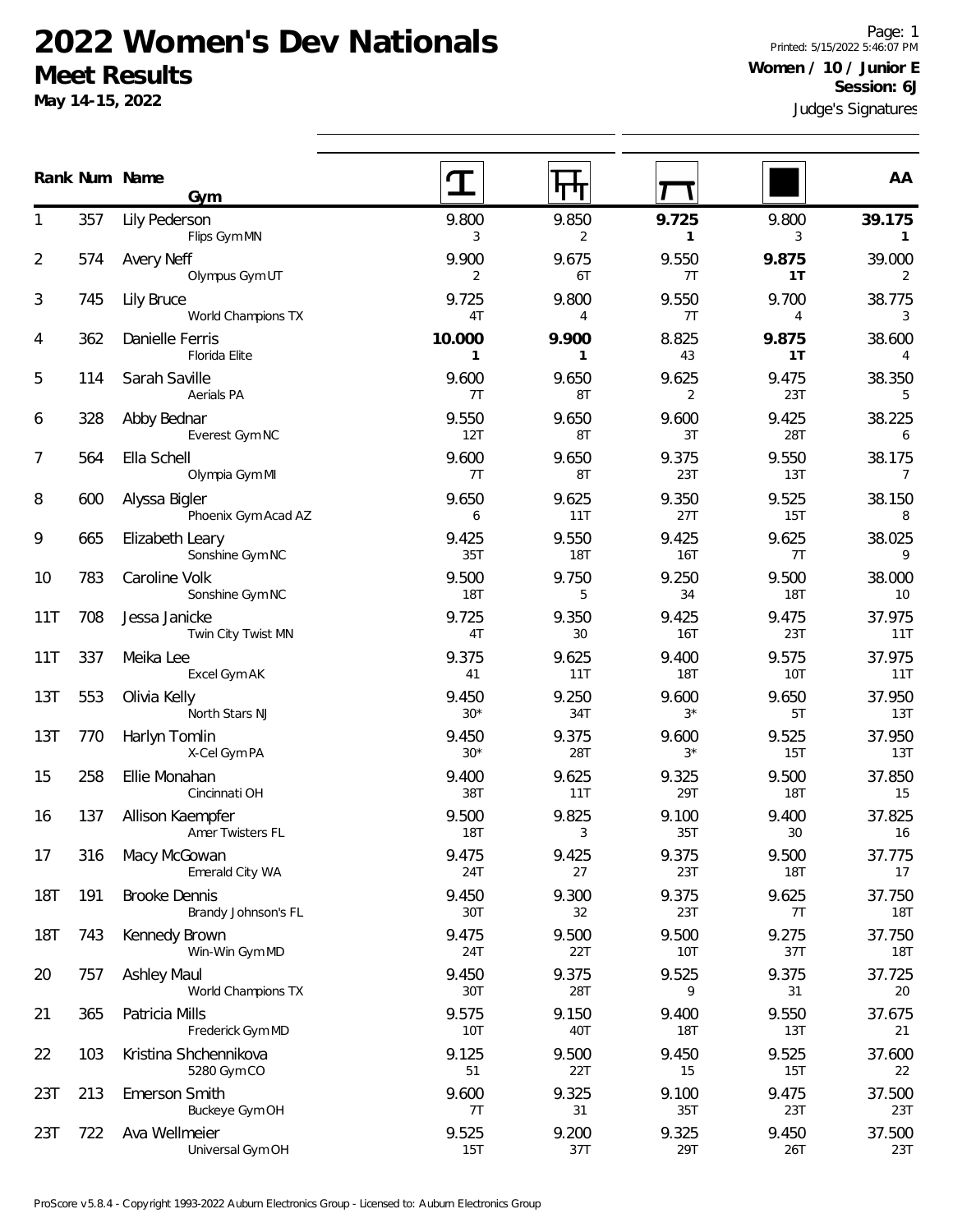# 2022 Women's Dev Nationals

## Meet Results

**May 14-15, 2022**

**Women / 10 / Junior E**
**Session: 6J**

Judge's Signatures

| Rank | Num | Name / Gym | Vault | Bars | Beam | Floor | AA |
|---|---|---|---|---|---|---|---|
| 1 | 357 | Lily Pederson<br>Flips Gym MN | 9.800<br>3 | 9.850<br>2 | **9.725**<br>**1** | 9.800<br>3 | **39.175**<br>**1** |
| 2 | 574 | Avery Neff<br>Olympus Gym UT | 9.900<br>2 | 9.675<br>6T | 9.550<br>7T | **9.875**<br>**1T** | 39.000<br>2 |
| 3 | 745 | Lily Bruce<br>World Champions TX | 9.725<br>4T | 9.800<br>4 | 9.550<br>7T | 9.700<br>4 | 38.775<br>3 |
| 4 | 362 | Danielle Ferris<br>Florida Elite | **10.000**<br>**1** | **9.900**<br>**1** | 8.825<br>43 | **9.875**<br>**1T** | 38.600<br>4 |
| 5 | 114 | Sarah Saville<br>Aerials PA | 9.600<br>7T | 9.650<br>8T | 9.625<br>2 | 9.475<br>23T | 38.350<br>5 |
| 6 | 328 | Abby Bednar<br>Everest Gym NC | 9.550<br>12T | 9.650<br>8T | 9.600<br>3T | 9.425<br>28T | 38.225<br>6 |
| 7 | 564 | Ella Schell<br>Olympia Gym MI | 9.600<br>7T | 9.650<br>8T | 9.375<br>23T | 9.550<br>13T | 38.175<br>7 |
| 8 | 600 | Alyssa Bigler<br>Phoenix Gym Acad AZ | 9.650<br>6 | 9.625<br>11T | 9.350<br>27T | 9.525<br>15T | 38.150<br>8 |
| 9 | 665 | Elizabeth Leary<br>Sonshine Gym NC | 9.425<br>35T | 9.550<br>18T | 9.425<br>16T | 9.625<br>7T | 38.025<br>9 |
| 10 | 783 | Caroline Volk<br>Sonshine Gym NC | 9.500<br>18T | 9.750<br>5 | 9.250<br>34 | 9.500<br>18T | 38.000<br>10 |
| 11T | 708 | Jessa Janicke<br>Twin City Twist MN | 9.725<br>4T | 9.350<br>30 | 9.425<br>16T | 9.475<br>23T | 37.975<br>11T |
| 11T | 337 | Meika Lee<br>Excel Gym AK | 9.375<br>41 | 9.625<br>11T | 9.400<br>18T | 9.575<br>10T | 37.975<br>11T |
| 13T | 553 | Olivia Kelly<br>North Stars NJ | 9.450<br>30* | 9.250<br>34T | 9.600<br>3* | 9.650<br>5T | 37.950<br>13T |
| 13T | 770 | Harlyn Tomlin<br>X-Cel Gym PA | 9.450<br>30* | 9.375<br>28T | 9.600<br>3* | 9.525<br>15T | 37.950<br>13T |
| 15 | 258 | Ellie Monahan<br>Cincinnati OH | 9.400<br>38T | 9.625<br>11T | 9.325<br>29T | 9.500<br>18T | 37.850<br>15 |
| 16 | 137 | Allison Kaempfer<br>Amer Twisters FL | 9.500<br>18T | 9.825<br>3 | 9.100<br>35T | 9.400<br>30 | 37.825<br>16 |
| 17 | 316 | Macy McGowan<br>Emerald City WA | 9.475<br>24T | 9.425<br>27 | 9.375<br>23T | 9.500<br>18T | 37.775<br>17 |
| 18T | 191 | Brooke Dennis<br>Brandy Johnson's FL | 9.450<br>30T | 9.300<br>32 | 9.375<br>23T | 9.625<br>7T | 37.750<br>18T |
| 18T | 743 | Kennedy Brown<br>Win-Win Gym MD | 9.475<br>24T | 9.500<br>22T | 9.500<br>10T | 9.275<br>37T | 37.750<br>18T |
| 20 | 757 | Ashley Maul<br>World Champions TX | 9.450<br>30T | 9.375<br>28T | 9.525<br>9 | 9.375<br>31 | 37.725<br>20 |
| 21 | 365 | Patricia Mills<br>Frederick Gym MD | 9.575<br>10T | 9.150<br>40T | 9.400<br>18T | 9.550<br>13T | 37.675<br>21 |
| 22 | 103 | Kristina Shchennikova<br>5280 Gym CO | 9.125<br>51 | 9.500<br>22T | 9.450<br>15 | 9.525<br>15T | 37.600<br>22 |
| 23T | 213 | Emerson Smith<br>Buckeye Gym OH | 9.600<br>7T | 9.325<br>31 | 9.100<br>35T | 9.475<br>23T | 37.500<br>23T |
| 23T | 722 | Ava Wellmeier<br>Universal Gym OH | 9.525<br>15T | 9.200<br>37T | 9.325<br>29T | 9.450<br>26T | 37.500<br>23T |

ProScore v5.8.4 - Copyright 1993-2022 Auburn Electronics Group - Licensed to: Auburn Electronics Group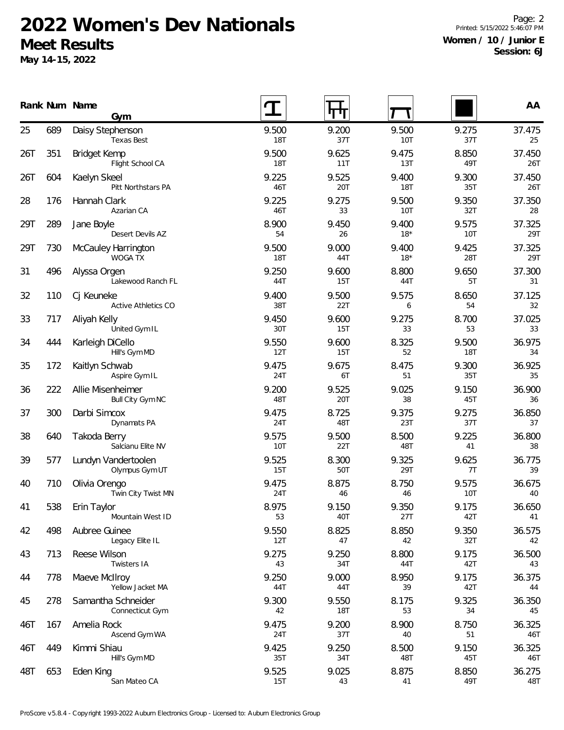# 2022 Women's Dev Nationals

## Meet Results

**May 14-15, 2022**

**Women / 10 / Junior E**
**Session: 6J**

| Rank | Num | Name / Gym | Vault | Bars | Beam | Floor | AA |
|---|---|---|---|---|---|---|---|
| 25 | 689 | Daisy Stephenson<br>Texas Best | 9.500<br>18T | 9.200<br>37T | 9.500<br>10T | 9.275<br>37T | 37.475<br>25 |
| 26T | 351 | Bridget Kemp<br>Flight School CA | 9.500<br>18T | 9.625<br>11T | 9.475<br>13T | 8.850<br>49T | 37.450<br>26T |
| 26T | 604 | Kaelyn Skeel<br>Pitt Northstars PA | 9.225<br>46T | 9.525<br>20T | 9.400<br>18T | 9.300<br>35T | 37.450<br>26T |
| 28 | 176 | Hannah Clark<br>Azarian CA | 9.225<br>46T | 9.275<br>33 | 9.500<br>10T | 9.350<br>32T | 37.350<br>28 |
| 29T | 289 | Jane Boyle<br>Desert Devils AZ | 8.900<br>54 | 9.450<br>26 | 9.400<br>18* | 9.575<br>10T | 37.325<br>29T |
| 29T | 730 | McCauley Harrington<br>WOGA TX | 9.500<br>18T | 9.000<br>44T | 9.400<br>18* | 9.425<br>28T | 37.325<br>29T |
| 31 | 496 | Alyssa Orgen<br>Lakewood Ranch FL | 9.250<br>44T | 9.600<br>15T | 8.800<br>44T | 9.650<br>5T | 37.300<br>31 |
| 32 | 110 | Cj Keuneke<br>Active Athletics CO | 9.400<br>38T | 9.500<br>22T | 9.575<br>6 | 8.650<br>54 | 37.125<br>32 |
| 33 | 717 | Aliyah Kelly<br>United Gym IL | 9.450<br>30T | 9.600<br>15T | 9.275<br>33 | 8.700<br>53 | 37.025<br>33 |
| 34 | 444 | Karleigh DiCello<br>Hill's Gym MD | 9.550<br>12T | 9.600<br>15T | 8.325<br>52 | 9.500<br>18T | 36.975<br>34 |
| 35 | 172 | Kaitlyn Schwab<br>Aspire Gym IL | 9.475<br>24T | 9.675<br>6T | 8.475<br>51 | 9.300<br>35T | 36.925<br>35 |
| 36 | 222 | Allie Misenheimer<br>Bull City Gym NC | 9.200<br>48T | 9.525<br>20T | 9.025<br>38 | 9.150<br>45T | 36.900<br>36 |
| 37 | 300 | Darbi Simcox<br>Dynamats PA | 9.475<br>24T | 8.725<br>48T | 9.375<br>23T | 9.275<br>37T | 36.850<br>37 |
| 38 | 640 | Takoda Berry<br>Salcianu Elite NV | 9.575<br>10T | 9.500<br>22T | 8.500<br>48T | 9.225<br>41 | 36.800<br>38 |
| 39 | 577 | Lundyn Vandertoolen<br>Olympus Gym UT | 9.525<br>15T | 8.300<br>50T | 9.325<br>29T | 9.625<br>7T | 36.775<br>39 |
| 40 | 710 | Olivia Orengo<br>Twin City Twist MN | 9.475<br>24T | 8.875<br>46 | 8.750<br>46 | 9.575<br>10T | 36.675<br>40 |
| 41 | 538 | Erin Taylor<br>Mountain West ID | 8.975<br>53 | 9.150<br>40T | 9.350<br>27T | 9.175<br>42T | 36.650<br>41 |
| 42 | 498 | Aubree Guinee<br>Legacy Elite IL | 9.550<br>12T | 8.825<br>47 | 8.850<br>42 | 9.350<br>32T | 36.575<br>42 |
| 43 | 713 | Reese Wilson<br>Twisters IA | 9.275<br>43 | 9.250<br>34T | 8.800<br>44T | 9.175<br>42T | 36.500<br>43 |
| 44 | 778 | Maeve McIlroy<br>Yellow Jacket MA | 9.250<br>44T | 9.000<br>44T | 8.950<br>39 | 9.175<br>42T | 36.375<br>44 |
| 45 | 278 | Samantha Schneider<br>Connecticut Gym | 9.300<br>42 | 9.550<br>18T | 8.175<br>53 | 9.325<br>34 | 36.350<br>45 |
| 46T | 167 | Amelia Rock<br>Ascend Gym WA | 9.475<br>24T | 9.200<br>37T | 8.900<br>40 | 8.750<br>51 | 36.325<br>46T |
| 46T | 449 | Kimmi Shiau<br>Hill's Gym MD | 9.425<br>35T | 9.250<br>34T | 8.500<br>48T | 9.150<br>45T | 36.325<br>46T |
| 48T | 653 | Eden King<br>San Mateo CA | 9.525<br>15T | 9.025<br>43 | 8.875<br>41 | 8.850<br>49T | 36.275<br>48T |

ProScore v5.8.4 - Copyright 1993-2022 Auburn Electronics Group - Licensed to: Auburn Electronics Group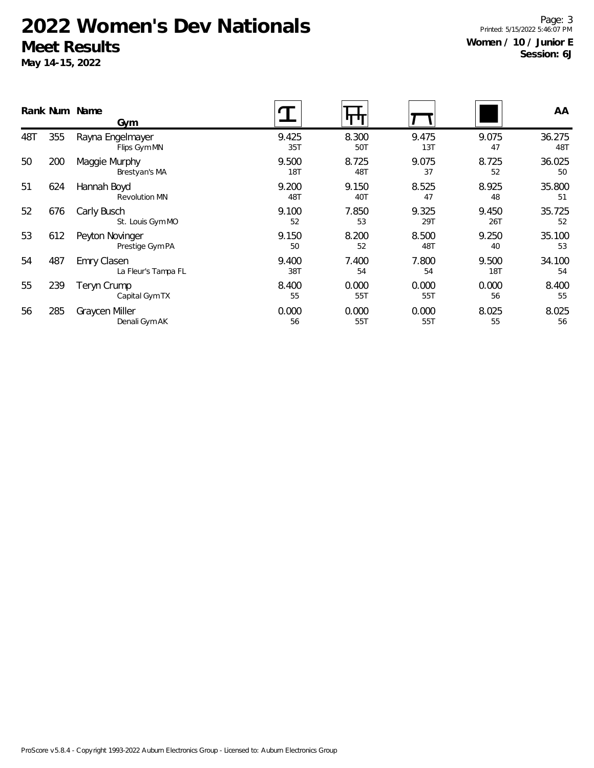# 2022 Women's Dev Nationals

## Meet Results

**May 14-15, 2022**

**Women / 10 / Junior E**
**Session: 6J**

| Rank | Num | Name / Gym | Vault | Bars | Beam | Floor | AA |
|---|---|---|---|---|---|---|---|
| 48T | 355 | Rayna Engelmayer<br>Flips Gym MN | 9.425<br>35T | 8.300<br>50T | 9.475<br>13T | 9.075<br>47 | 36.275<br>48T |
| 50 | 200 | Maggie Murphy<br>Brestyan's MA | 9.500<br>18T | 8.725<br>48T | 9.075<br>37 | 8.725<br>52 | 36.025<br>50 |
| 51 | 624 | Hannah Boyd<br>Revolution MN | 9.200<br>48T | 9.150<br>40T | 8.525<br>47 | 8.925<br>48 | 35.800<br>51 |
| 52 | 676 | Carly Busch<br>St. Louis Gym MO | 9.100<br>52 | 7.850<br>53 | 9.325<br>29T | 9.450<br>26T | 35.725<br>52 |
| 53 | 612 | Peyton Novinger<br>Prestige Gym PA | 9.150<br>50 | 8.200<br>52 | 8.500<br>48T | 9.250<br>40 | 35.100<br>53 |
| 54 | 487 | Emry Clasen<br>La Fleur's Tampa FL | 9.400<br>38T | 7.400<br>54 | 7.800<br>54 | 9.500<br>18T | 34.100<br>54 |
| 55 | 239 | Teryn Crump<br>Capital Gym TX | 8.400<br>55 | 0.000<br>55T | 0.000<br>55T | 0.000<br>56 | 8.400<br>55 |
| 56 | 285 | Graycen Miller<br>Denali Gym AK | 0.000<br>56 | 0.000<br>55T | 0.000<br>55T | 8.025<br>55 | 8.025<br>56 |